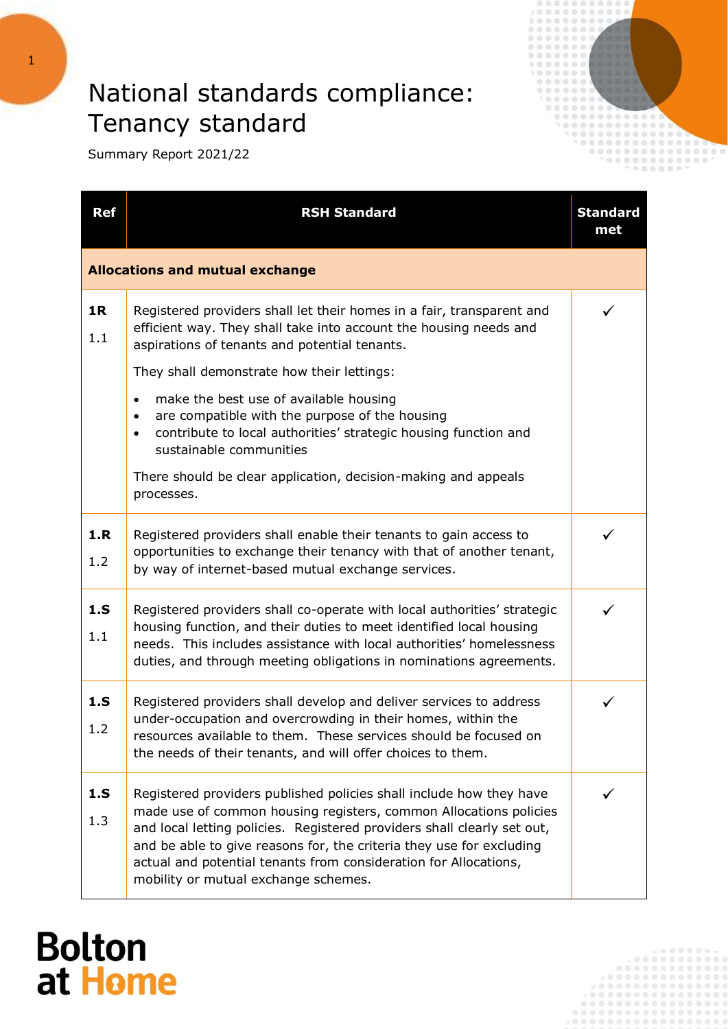# National standards compliance: Tenancy standard

Summary Report 2021/22

| Ref | RSH Standard | Standard met |
|---|---|---|
| **Allocations and mutual exchange** | | |
| **1R** 1.1 | Registered providers shall let their homes in a fair, transparent and efficient way. They shall take into account the housing needs and aspirations of tenants and potential tenants.<br><br>They shall demonstrate how their lettings:<br>• make the best use of available housing<br>• are compatible with the purpose of the housing<br>• contribute to local authorities' strategic housing function and sustainable communities<br><br>There should be clear application, decision-making and appeals processes. | ✓ |
| **1.R** 1.2 | Registered providers shall enable their tenants to gain access to opportunities to exchange their tenancy with that of another tenant, by way of internet-based mutual exchange services. | ✓ |
| **1.S** 1.1 | Registered providers shall co-operate with local authorities' strategic housing function, and their duties to meet identified local housing needs. This includes assistance with local authorities' homelessness duties, and through meeting obligations in nominations agreements. | ✓ |
| **1.S** 1.2 | Registered providers shall develop and deliver services to address under-occupation and overcrowding in their homes, within the resources available to them. These services should be focused on the needs of their tenants, and will offer choices to them. | ✓ |
| **1.S** 1.3 | Registered providers published policies shall include how they have made use of common housing registers, common Allocations policies and local letting policies. Registered providers shall clearly set out, and be able to give reasons for, the criteria they use for excluding actual and potential tenants from consideration for Allocations, mobility or mutual exchange schemes. | ✓ |

**Bolton at Home**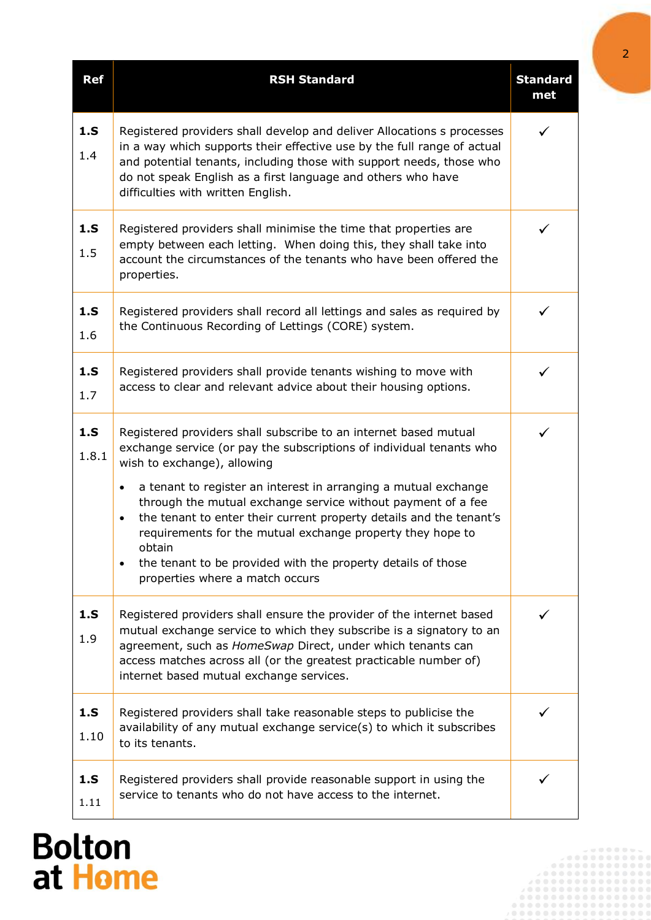| Ref | RSH Standard | Standard met |
|---|---|---|
| **1.S** 1.4 | Registered providers shall develop and deliver Allocations s processes in a way which supports their effective use by the full range of actual and potential tenants, including those with support needs, those who do not speak English as a first language and others who have difficulties with written English. | ✓ |
| **1.S** 1.5 | Registered providers shall minimise the time that properties are empty between each letting. When doing this, they shall take into account the circumstances of the tenants who have been offered the properties. | ✓ |
| **1.S** 1.6 | Registered providers shall record all lettings and sales as required by the Continuous Recording of Lettings (CORE) system. | ✓ |
| **1.S** 1.7 | Registered providers shall provide tenants wishing to move with access to clear and relevant advice about their housing options. | ✓ |
| **1.S** 1.8.1 | Registered providers shall subscribe to an internet based mutual exchange service (or pay the subscriptions of individual tenants who wish to exchange), allowing<br>• a tenant to register an interest in arranging a mutual exchange through the mutual exchange service without payment of a fee<br>• the tenant to enter their current property details and the tenant's requirements for the mutual exchange property they hope to obtain<br>• the tenant to be provided with the property details of those properties where a match occurs | ✓ |
| **1.S** 1.9 | Registered providers shall ensure the provider of the internet based mutual exchange service to which they subscribe is a signatory to an agreement, such as *HomeSwap* Direct, under which tenants can access matches across all (or the greatest practicable number of) internet based mutual exchange services. | ✓ |
| **1.S** 1.10 | Registered providers shall take reasonable steps to publicise the availability of any mutual exchange service(s) to which it subscribes to its tenants. | ✓ |
| **1.S** 1.11 | Registered providers shall provide reasonable support in using the service to tenants who do not have access to the internet. | ✓ |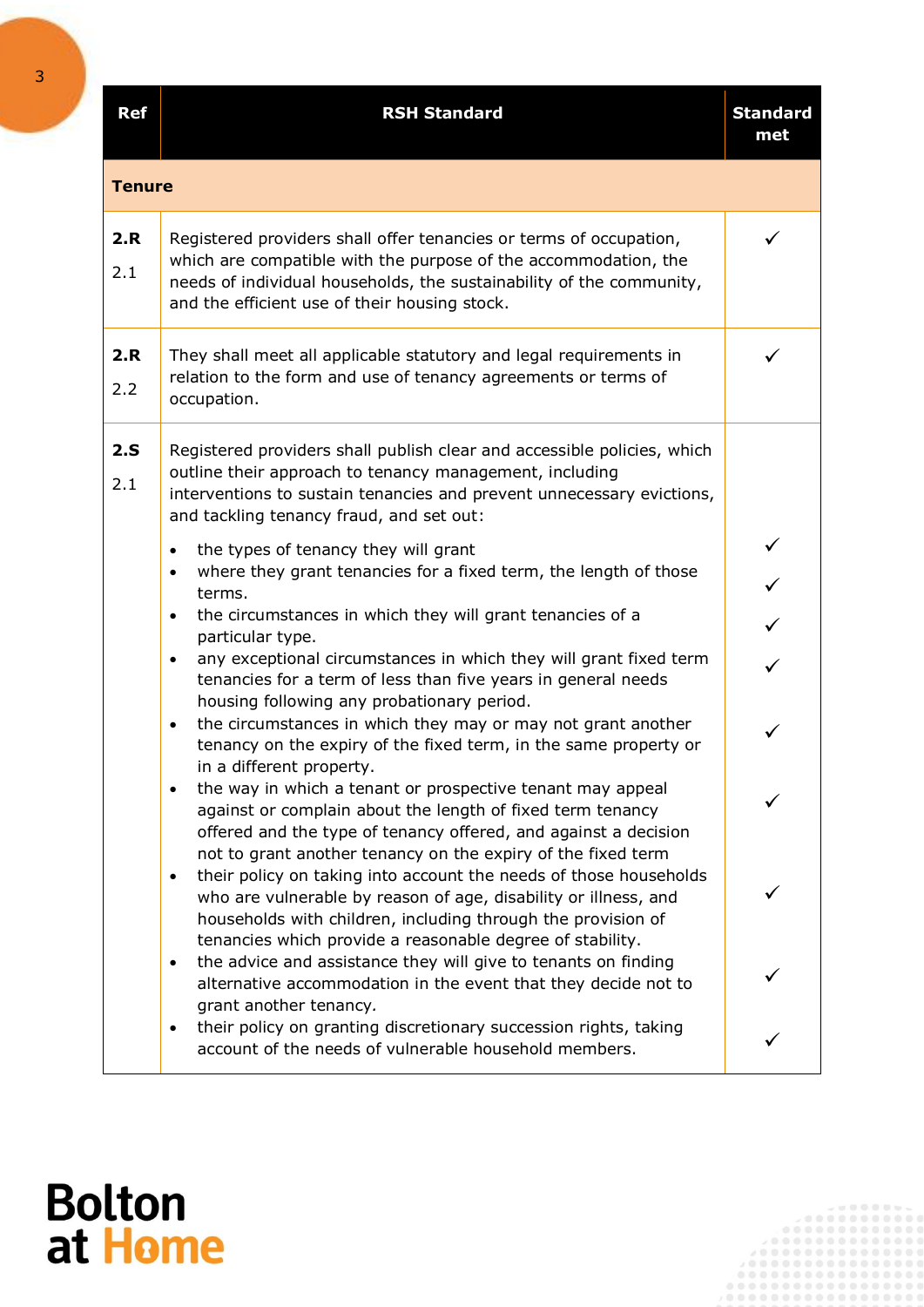| Ref | RSH Standard | Standard met |
|---|---|---|
| **Tenure** | | |
| **2.R** 2.1 | Registered providers shall offer tenancies or terms of occupation, which are compatible with the purpose of the accommodation, the needs of individual households, the sustainability of the community, and the efficient use of their housing stock. | ✓ |
| **2.R** 2.2 | They shall meet all applicable statutory and legal requirements in relation to the form and use of tenancy agreements or terms of occupation. | ✓ |
| **2.S** 2.1 | Registered providers shall publish clear and accessible policies, which outline their approach to tenancy management, including interventions to sustain tenancies and prevent unnecessary evictions, and tackling tenancy fraud, and set out: | |
| | • the types of tenancy they will grant | ✓ |
| | • where they grant tenancies for a fixed term, the length of those terms. | ✓ |
| | • the circumstances in which they will grant tenancies of a particular type. | ✓ |
| | • any exceptional circumstances in which they will grant fixed term tenancies for a term of less than five years in general needs housing following any probationary period. | ✓ |
| | • the circumstances in which they may or may not grant another tenancy on the expiry of the fixed term, in the same property or in a different property. | ✓ |
| | • the way in which a tenant or prospective tenant may appeal against or complain about the length of fixed term tenancy offered and the type of tenancy offered, and against a decision not to grant another tenancy on the expiry of the fixed term | ✓ |
| | • their policy on taking into account the needs of those households who are vulnerable by reason of age, disability or illness, and households with children, including through the provision of tenancies which provide a reasonable degree of stability. | ✓ |
| | • the advice and assistance they will give to tenants on finding alternative accommodation in the event that they decide not to grant another tenancy. | ✓ |
| | • their policy on granting discretionary succession rights, taking account of the needs of vulnerable household members. | ✓ |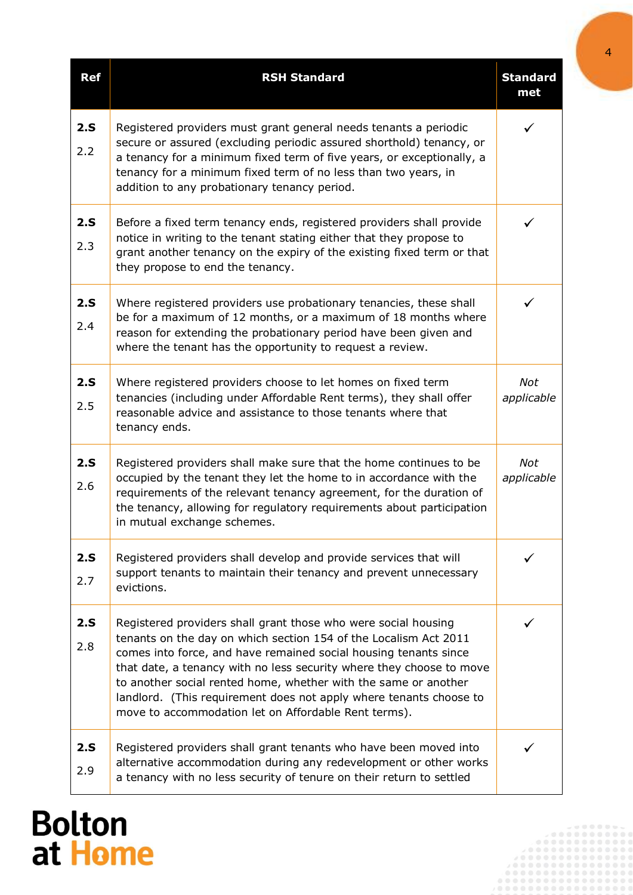| Ref | RSH Standard | Standard met |
|---|---|---|
| **2.S** 2.2 | Registered providers must grant general needs tenants a periodic secure or assured (excluding periodic assured shorthold) tenancy, or a tenancy for a minimum fixed term of five years, or exceptionally, a tenancy for a minimum fixed term of no less than two years, in addition to any probationary tenancy period. | ✓ |
| **2.S** 2.3 | Before a fixed term tenancy ends, registered providers shall provide notice in writing to the tenant stating either that they propose to grant another tenancy on the expiry of the existing fixed term or that they propose to end the tenancy. | ✓ |
| **2.S** 2.4 | Where registered providers use probationary tenancies, these shall be for a maximum of 12 months, or a maximum of 18 months where reason for extending the probationary period have been given and where the tenant has the opportunity to request a review. | ✓ |
| **2.S** 2.5 | Where registered providers choose to let homes on fixed term tenancies (including under Affordable Rent terms), they shall offer reasonable advice and assistance to those tenants where that tenancy ends. | *Not applicable* |
| **2.S** 2.6 | Registered providers shall make sure that the home continues to be occupied by the tenant they let the home to in accordance with the requirements of the relevant tenancy agreement, for the duration of the tenancy, allowing for regulatory requirements about participation in mutual exchange schemes. | *Not applicable* |
| **2.S** 2.7 | Registered providers shall develop and provide services that will support tenants to maintain their tenancy and prevent unnecessary evictions. | ✓ |
| **2.S** 2.8 | Registered providers shall grant those who were social housing tenants on the day on which section 154 of the Localism Act 2011 comes into force, and have remained social housing tenants since that date, a tenancy with no less security where they choose to move to another social rented home, whether with the same or another landlord. (This requirement does not apply where tenants choose to move to accommodation let on Affordable Rent terms). | ✓ |
| **2.S** 2.9 | Registered providers shall grant tenants who have been moved into alternative accommodation during any redevelopment or other works a tenancy with no less security of tenure on their return to settled | ✓ |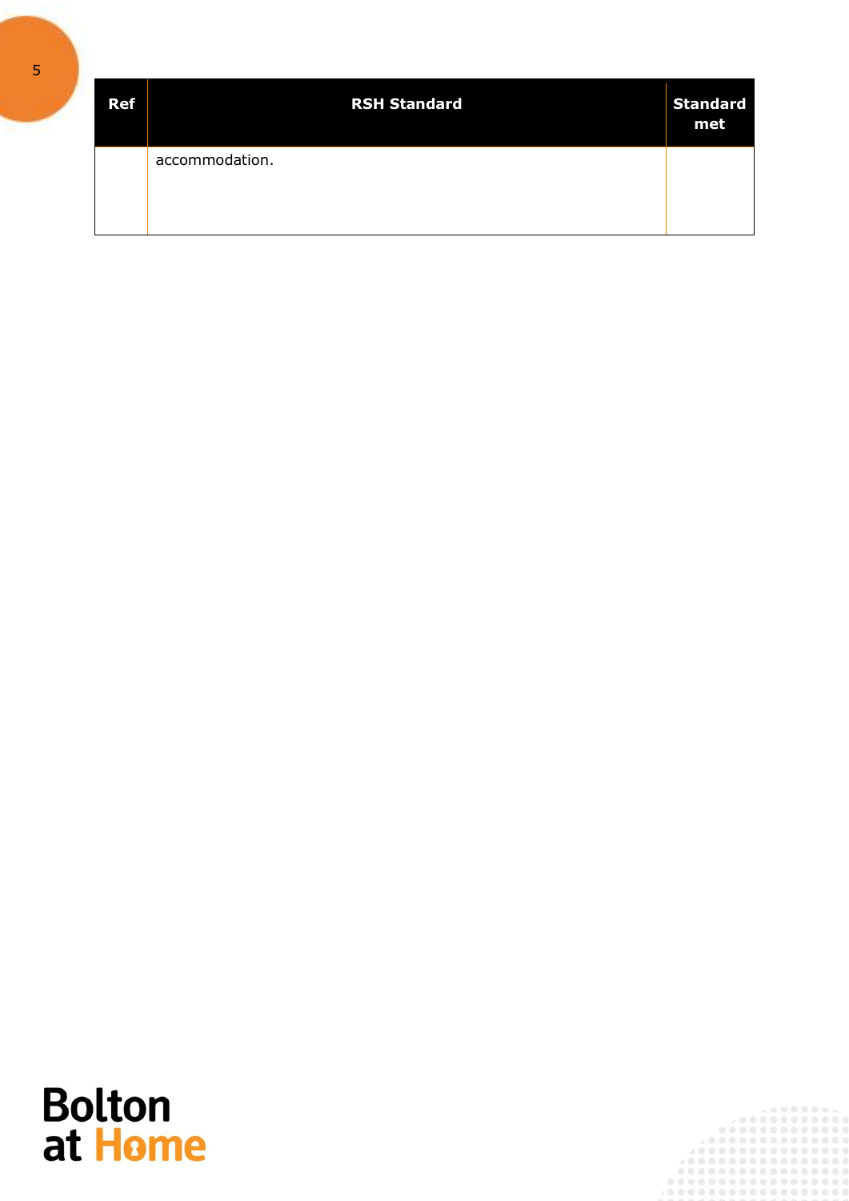| Ref | RSH Standard | Standard met |
|---|---|---|
| | accommodation. | |